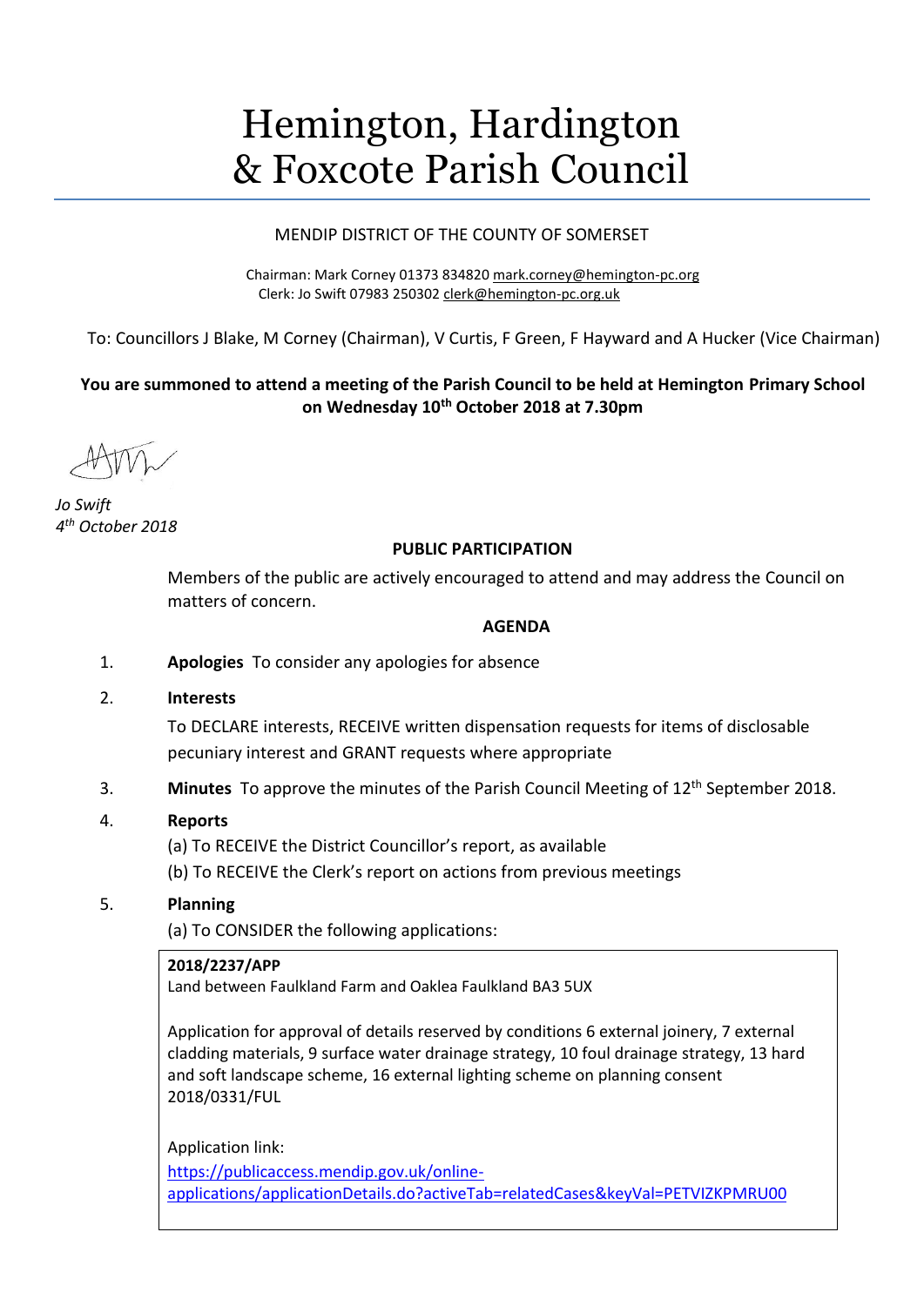# Hemington, Hardington & Foxcote Parish Council

MENDIP DISTRICT OF THE COUNTY OF SOMERSET

Chairman: Mark Corney 01373 834820 mark.corney@hemington-pc.org
Clerk: Jo Swift 07983 250302 clerk@hemington-pc.org.uk

To: Councillors J Blake, M Corney (Chairman), V Curtis, F Green, F Hayward and A Hucker (Vice Chairman)

**You are summoned to attend a meeting of the Parish Council to be held at Hemington Primary School on Wednesday 10th October 2018 at 7.30pm**

*Jo Swift*
*4th October 2018*

**PUBLIC PARTICIPATION**

Members of the public are actively encouraged to attend and may address the Council on matters of concern.

**AGENDA**

1. **Apologies** To consider any apologies for absence

2. **Interests**

   To DECLARE interests, RECEIVE written dispensation requests for items of disclosable pecuniary interest and GRANT requests where appropriate

3. **Minutes** To approve the minutes of the Parish Council Meeting of 12th September 2018.

4. **Reports**

   (a) To RECEIVE the District Councillor's report, as available

   (b) To RECEIVE the Clerk's report on actions from previous meetings

5. **Planning**

   (a) To CONSIDER the following applications:

   **2018/2237/APP**
   Land between Faulkland Farm and Oaklea Faulkland BA3 5UX

   Application for approval of details reserved by conditions 6 external joinery, 7 external cladding materials, 9 surface water drainage strategy, 10 foul drainage strategy, 13 hard and soft landscape scheme, 16 external lighting scheme on planning consent 2018/0331/FUL

   Application link:
   https://publicaccess.mendip.gov.uk/online-applications/applicationDetails.do?activeTab=relatedCases&keyVal=PETVIZKPMRU00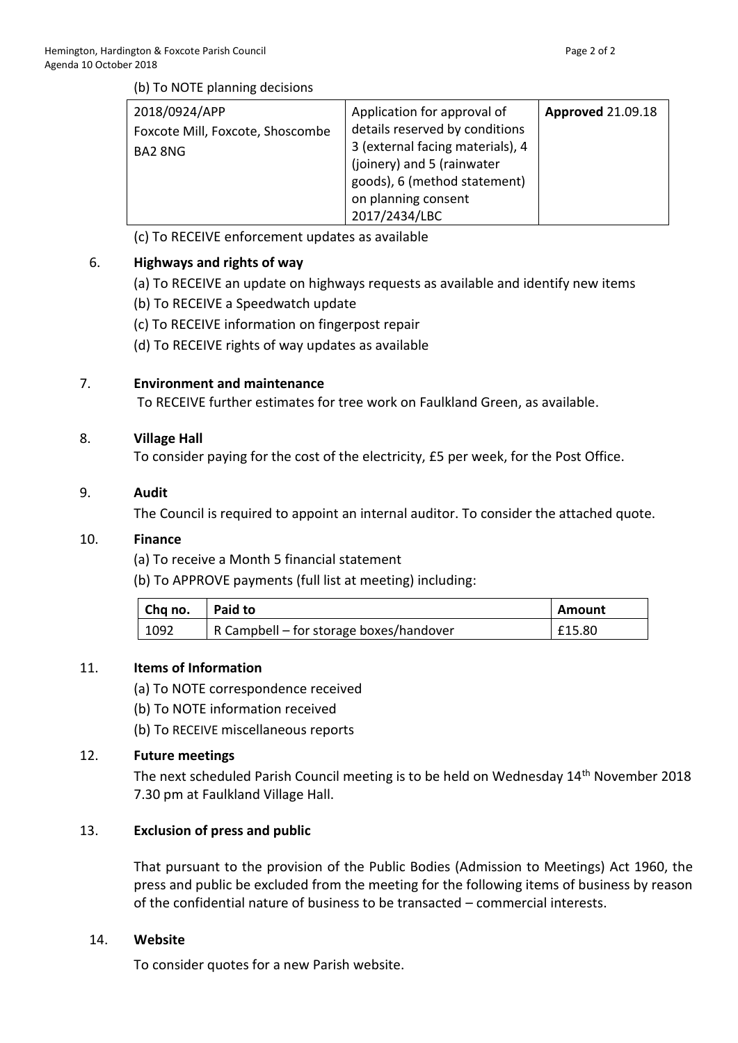(b) To NOTE planning decisions

| | | |
|---|---|---|
| 2018/0924/APP<br>Foxcote Mill, Foxcote, Shoscombe<br>BA2 8NG | Application for approval of details reserved by conditions 3 (external facing materials), 4 (joinery) and 5 (rainwater goods), 6 (method statement) on planning consent 2017/2434/LBC | **Approved** 21.09.18 |

(c) To RECEIVE enforcement updates as available

6. **Highways and rights of way**
   (a) To RECEIVE an update on highways requests as available and identify new items
   (b) To RECEIVE a Speedwatch update
   (c) To RECEIVE information on fingerpost repair
   (d) To RECEIVE rights of way updates as available

7. **Environment and maintenance**
   To RECEIVE further estimates for tree work on Faulkland Green, as available.

8. **Village Hall**
   To consider paying for the cost of the electricity, £5 per week, for the Post Office.

9. **Audit**
   The Council is required to appoint an internal auditor. To consider the attached quote.

10. **Finance**
    (a) To receive a Month 5 financial statement
    (b) To APPROVE payments (full list at meeting) including:

| Chq no. | Paid to | Amount |
|---|---|---|
| 1092 | R Campbell – for storage boxes/handover | £15.80 |

11. **Items of Information**
    (a) To NOTE correspondence received
    (b) To NOTE information received
    (b) To RECEIVE miscellaneous reports

12. **Future meetings**
    The next scheduled Parish Council meeting is to be held on Wednesday 14th November 2018 7.30 pm at Faulkland Village Hall.

13. **Exclusion of press and public**

    That pursuant to the provision of the Public Bodies (Admission to Meetings) Act 1960, the press and public be excluded from the meeting for the following items of business by reason of the confidential nature of business to be transacted – commercial interests.

14. **Website**

    To consider quotes for a new Parish website.